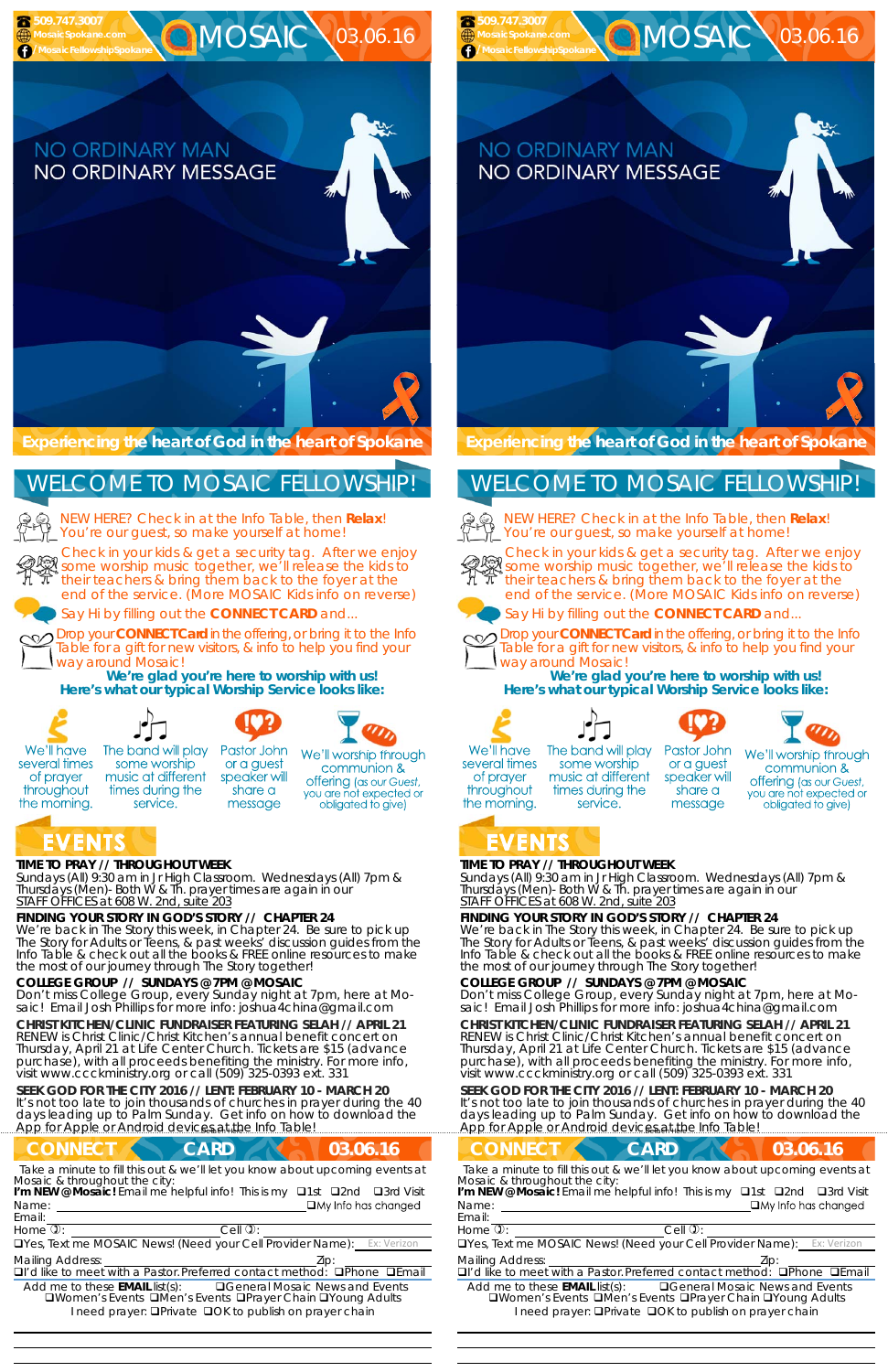509.747.3007
MosaicSpokane.com
/MosaicFellowshipSpokane

# MOSAIC 03.06.16

NO ORDINARY MAN
NO ORDINARY MESSAGE

**Experiencing the heart of God in the heart of Spokane**

## WELCOME TO MOSAIC FELLOWSHIP!

NEW HERE? Check in at the Info Table, then **Relax**! You're our guest, so make yourself at home!

Check in your kids & get a security tag. After we enjoy some worship music together, we'll release the kids to their teachers & bring them back to the foyer at the end of the service. (More MOSAIC Kids info on reverse)

Say Hi by filling out the **CONNECT CARD** and...

Drop your **CONNECT Card** in the offering, or bring it to the Info Table for a gift for new visitors, & info to help you find your way around Mosaic!

**We're glad you're here to worship with us!**
**Here's what our typical Worship Service looks like:**

We'll have several times of prayer throughout the morning.

The band will play some worship music at different times during the service.

Pastor John or a guest speaker will share a message

We'll worship through communion & offering (as our Guest, you are not expected or obligated to give)

## EVENTS

**TIME TO PRAY // THROUGHOUT WEEK**
Sundays (All) 9:30 am in Jr High Classroom. Wednesdays (All) 7pm & Thursdays (Men)- Both W & Th. prayer times are again in our STAFF OFFICES at 608 W. 2nd, suite 203

**FINDING YOUR STORY IN GOD'S STORY // CHAPTER 24**
We're back in The Story this week, in Chapter 24. Be sure to pick up The Story for Adults or Teens, & past weeks' discussion guides from the Info Table & check out all the books & FREE online resources to make the most of our journey through The Story together!

**COLLEGE GROUP // SUNDAYS @ 7PM @ MOSAIC**
Don't miss College Group, every Sunday night at 7pm, here at Mosaic! Email Josh Phillips for more info: joshua4china@gmail.com

**CHRIST KITCHEN/CLINIC FUNDRAISER FEATURING SELAH // APRIL 21**
RENEW is Christ Clinic/Christ Kitchen's annual benefit concert on Thursday, April 21 at Life Center Church. Tickets are $15 (advance purchase), with all proceeds benefiting the ministry. For more info, visit www.ccckministry.org or call (509) 325-0393 ext. 331

**SEEK GOD FOR THE CITY 2016 // LENT: FEBRUARY 10 - MARCH 20**
It's not too late to join thousands of churches in prayer during the 40 days leading up to Palm Sunday. Get info on how to download the App for Apple or Android devices at the Info Table!

## CONNECT CARD 03.06.16

Take a minute to fill this out & we'll let you know about upcoming events at Mosaic & throughout the city:

**I'm NEW @ Mosaic!** Email me helpful info! This is my ❑1st ❑2nd ❑3rd Visit

Name: ________________ ❑My Info has changed

Email: ________________

Home: ________________ Cell: ________________

❑Yes, Text me MOSAIC News! (Need your Cell Provider Name): Ex: Verizon

Mailing Address: ________________ Zip: ________

❑I'd like to meet with a Pastor. Preferred contact method: ❑Phone ❑Email

Add me to these **EMAIL** list(s): ❑General Mosaic News and Events ❑Women's Events ❑Men's Events ❑Prayer Chain ❑Young Adults

I need prayer: ❑Private ❑OK to publish on prayer chain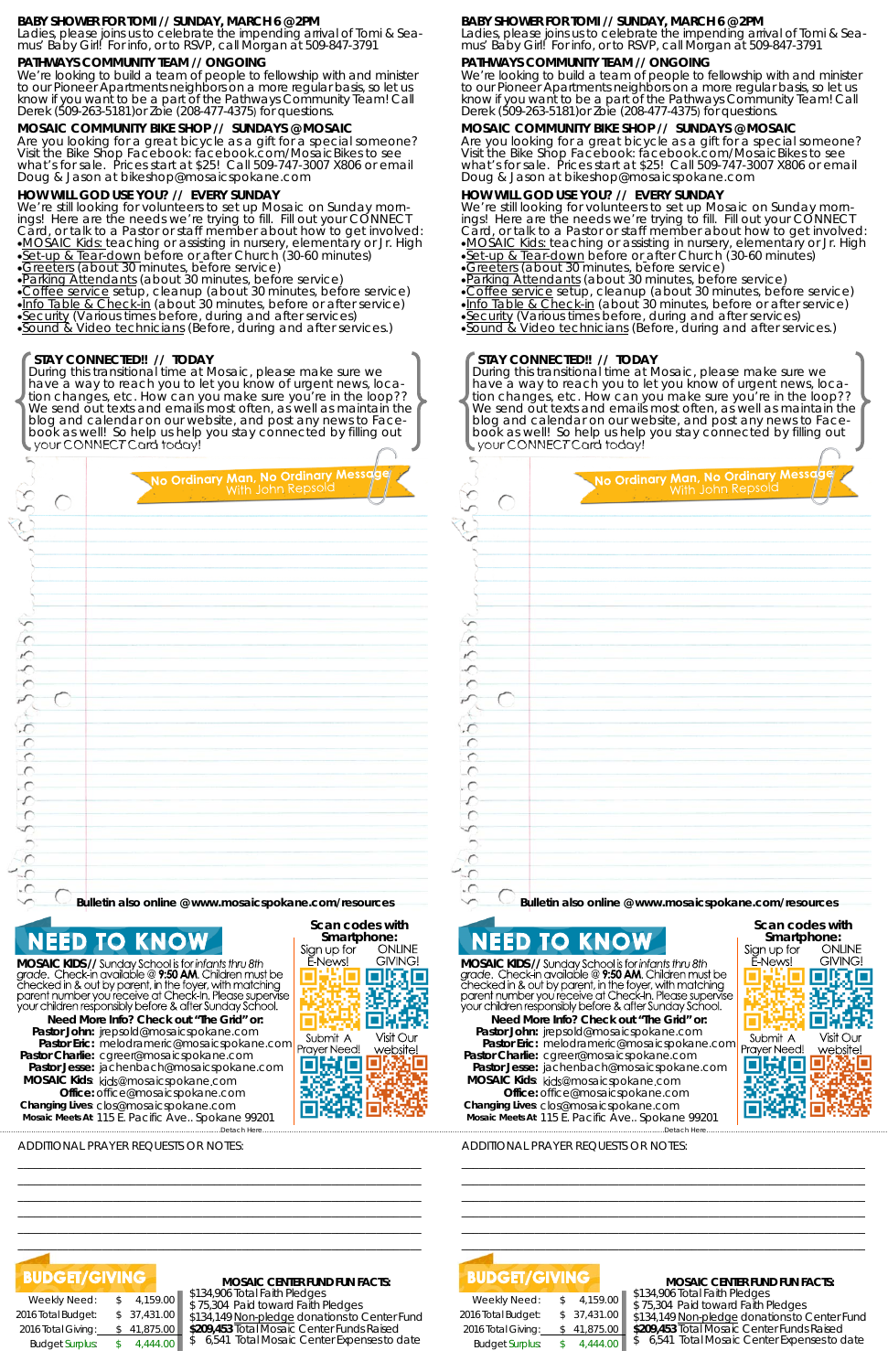**BABY SHOWER FOR TOMI // SUNDAY, MARCH 6 @2PM**
Ladies, please joins us to celebrate the impending arrival of Tomi & Seamus' Baby Girl! For info, or to RSVP, call Morgan at 509-847-3791

**PATHWAYS COMMUNITY TEAM // ONGOING**
We're looking to build a team of people to fellowship with and minister to our Pioneer Apartments neighbors on a more regular basis, so let us know if you want to be a part of the Pathways Community Team! Call Derek (509-263-5181)or Zoie (208-477-4375) for questions.

**MOSAIC COMMUNITY BIKE SHOP // SUNDAYS @ MOSAIC**
Are you looking for a great bicycle as a gift for a special someone? Visit the Bike Shop Facebook: facebook.com/MosaicBikes to see what's for sale. Prices start at $25! Call 509-747-3007 X806 or email Doug & Jason at bikeshop@mosaicspokane.com

**HOW WILL GOD USE YOU? // EVERY SUNDAY**
We're still looking for volunteers to set up Mosaic on Sunday mornings! Here are the needs we're trying to fill. Fill out your CONNECT Card, or talk to a Pastor or staff member about how to get involved:

- MOSAIC Kids: teaching or assisting in nursery, elementary or Jr. High
- Set-up & Tear-down before or after Church (30-60 minutes)
- Greeters (about 30 minutes, before service)
- Parking Attendants (about 30 minutes, before service)
- Coffee service setup, cleanup (about 30 minutes, before service)
- Info Table & Check-in (about 30 minutes, before or after service)
- Security (Various times before, during and after services)
- Sound & Video technicians (Before, during and after services.)

**STAY CONNECTED!! // TODAY**
During this transitional time at Mosaic, please make sure we have a way to reach you to let you know of urgent news, location changes, etc. How can you make sure you're in the loop?? We send out texts and emails most often, as well as maintain the blog and calendar on our website, and post any news to Facebook as well! So help us help you stay connected by filling out your CONNECT Card today!

**No Ordinary Man, No Ordinary Message**
With John Repsold

Bulletin also online @www.mosaicspokane.com/resources

## NEED TO KNOW

**MOSAIC KIDS //** Sunday School is for *infants thru 8th grade*. Check-in available @ **9:50 AM**. Children must be checked in & out by parent, in the foyer, with matching parent number you receive at Check-In. Please supervise your children responsibly before & after Sunday School.

**Need More Info? Check out "The Grid" or:**

**Pastor John:** jrepsold@mosaicspokane.com
**Pastor Eric:** melodrameric@mosaicspokane.com
**Pastor Charlie:** cgreer@mosaicspokane.com
**Pastor Jesse:** jachenbach@mosaicspokane.com
**MOSAIC Kids:** kids@mosaicspokane.com
**Office:** office@mosaicspokane.com
**Changing Lives:** clos@mosaicspokane.com
**Mosaic Meets At:** 115 E. Pacific Ave.. Spokane 99201

**Scan codes with Smartphone:**
Sign up for E-News! — ONLINE GIVING! — Submit A Prayer Need! — Visit Our website!

Detach Here

ADDITIONAL PRAYER REQUESTS OR NOTES:

## BUDGET/GIVING

| | | |
|---|---|---|
| Weekly Need: | $ | 4,159.00 |
| 2016 Total Budget: | $ | 37,431.00 |
| 2016 Total Giving: | $ | 41,875.00 |
| Budget Surplus: | $ | 4,444.00 |

**MOSAIC CENTER FUND FUN FACTS:**
$134,906 Total Faith Pledges
$ 75,304 Paid toward Faith Pledges
$134,149 Non-pledge donations to Center Fund
**$209,453** Total Mosaic Center Funds Raised
$ 6,541 Total Mosaic Center Expenses to date